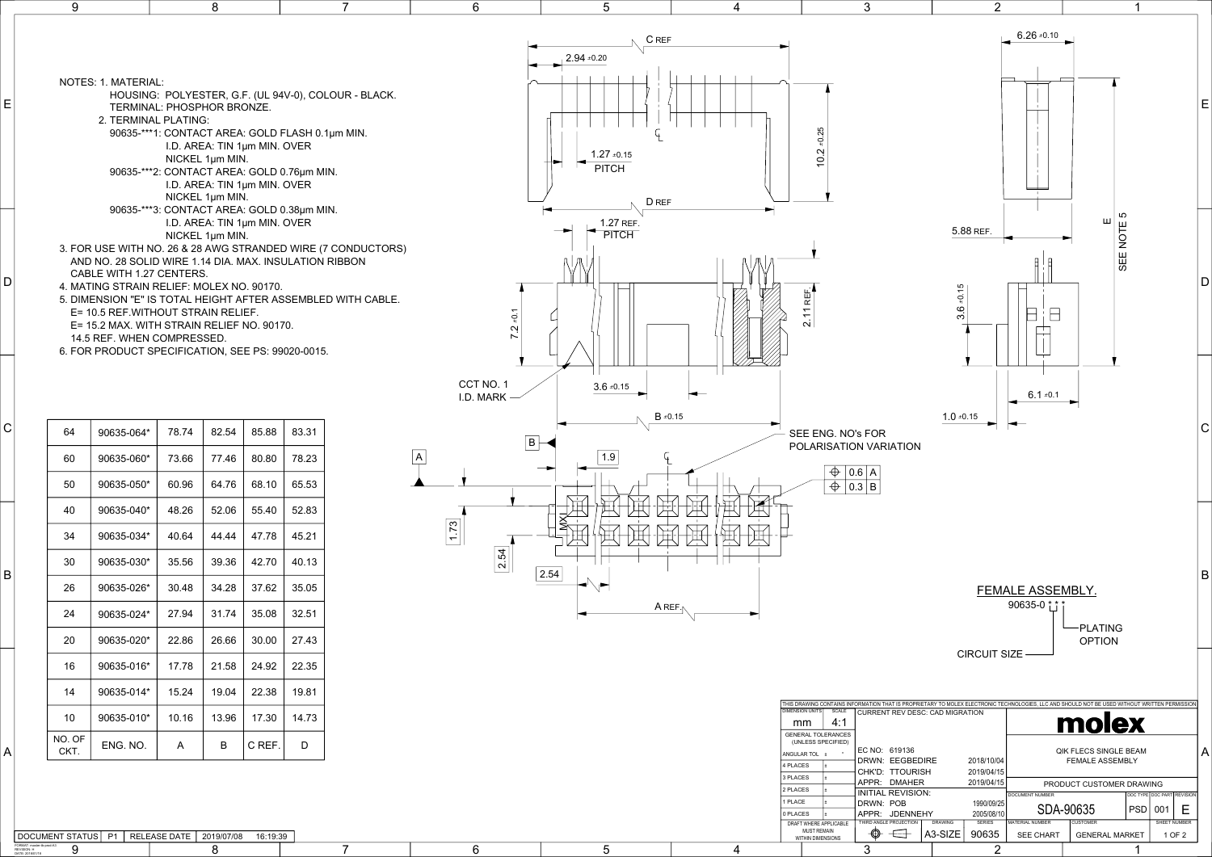NOTES: 1. MATERIAL:

HOUSING: POLYESTER, G.F. (UL 94V-0), COLOUR - BLACK.
TERMINAL: PHOSPHOR BRONZE.

2. TERMINAL PLATING:

90635-***1: CONTACT AREA: GOLD FLASH 0.1μm MIN.
I.D. AREA: TIN 1μm MIN. OVER
NICKEL 1μm MIN.

90635-***2: CONTACT AREA: GOLD 0.76μm MIN.
I.D. AREA: TIN 1μm MIN. OVER
NICKEL 1μm MIN.

90635-***3: CONTACT AREA: GOLD 0.38μm MIN.
I.D. AREA: TIN 1μm MIN. OVER
NICKEL 1μm MIN.

3. FOR USE WITH NO. 26 & 28 AWG STRANDED WIRE (7 CONDUCTORS) AND NO. 28 SOLID WIRE 1.14 DIA. MAX. INSULATION RIBBON CABLE WITH 1.27 CENTERS.
4. MATING STRAIN RELIEF: MOLEX NO. 90170.
5. DIMENSION "E" IS TOTAL HEIGHT AFTER ASSEMBLED WITH CABLE.
E= 10.5 REF.WITHOUT STRAIN RELIEF.
E= 15.2 MAX. WITH STRAIN RELIEF NO. 90170.
14.5 REF. WHEN COMPRESSED.
6. FOR PRODUCT SPECIFICATION, SEE PS: 99020-0015.

| NO. OF CKT. | ENG. NO. | A | B | C REF. | D |
|---|---|---|---|---|---|
| 64 | 90635-064* | 78.74 | 82.54 | 85.88 | 83.31 |
| 60 | 90635-060* | 73.66 | 77.46 | 80.80 | 78.23 |
| 50 | 90635-050* | 60.96 | 64.76 | 68.10 | 65.53 |
| 40 | 90635-040* | 48.26 | 52.06 | 55.40 | 52.83 |
| 34 | 90635-034* | 40.64 | 44.44 | 47.78 | 45.21 |
| 30 | 90635-030* | 35.56 | 39.36 | 42.70 | 40.13 |
| 26 | 90635-026* | 30.48 | 34.28 | 37.62 | 35.05 |
| 24 | 90635-024* | 27.94 | 31.74 | 35.08 | 32.51 |
| 20 | 90635-020* | 22.86 | 26.66 | 30.00 | 27.43 |
| 16 | 90635-016* | 17.78 | 21.58 | 24.92 | 22.35 |
| 14 | 90635-014* | 15.24 | 19.04 | 22.38 | 19.81 |
| 10 | 90635-010* | 10.16 | 13.96 | 17.30 | 14.73 |

C REF
2.94 ±0.20
10.2 ±0.25
1.27 ±0.15 PITCH
D REF
1.27 REF. PITCH
7.2 ±0.1
2.11 REF.
CCT NO. 1 I.D. MARK
3.6 ±0.15
B ±0.15
SEE ENG. NO's FOR POLARISATION VARIATION
0.6 A
0.3 B
1.9
1.73
2.54
2.54
A REF.

6.26 ±0.10
5.88 REF.
E SEE NOTE 5
3.6 ±0.15
6.1 ±0.1
1.0 ±0.15

FEMALE ASSEMBLY.
90635-0 * * *
PLATING OPTION
CIRCUIT SIZE

THIS DRAWING CONTAINS INFORMATION THAT IS PROPRIETARY TO MOLEX ELECTRONIC TECHNOLOGIES, LLC AND SHOULD NOT BE USED WITHOUT WRITTEN PERMISSION

| | |
|---|---|
| DIMENSION UNITS | mm |
| SCALE | 4:1 |
| CURRENT REV DESC | CAD MIGRATION |
| EC NO | 619136 |
| DRWN | EEGBEDIRE 2018/10/04 |
| CHK'D | TTOURISH 2019/04/15 |
| APPR | DMAHER 2019/04/15 |
| INITIAL REVISION DRWN | POB 1990/09/25 |
| APPR | JDENNEHY 2005/08/10 |
| DRAWING | A3-SIZE |
| SERIES | 90635 |
| MATERIAL NUMBER | SEE CHART |
| CUSTOMER | GENERAL MARKET |
| TITLE | QIK FLECS SINGLE BEAM FEMALE ASSEMBLY |
| | PRODUCT CUSTOMER DRAWING |
| DOCUMENT NUMBER | SDA-90635 |
| DOC TYPE | PSD |
| DOC PART | 001 |
| REVISION | E |
| SHEET NUMBER | 1 OF 2 |

DOCUMENT STATUS P1 RELEASE DATE 2019/07/08 16:19:39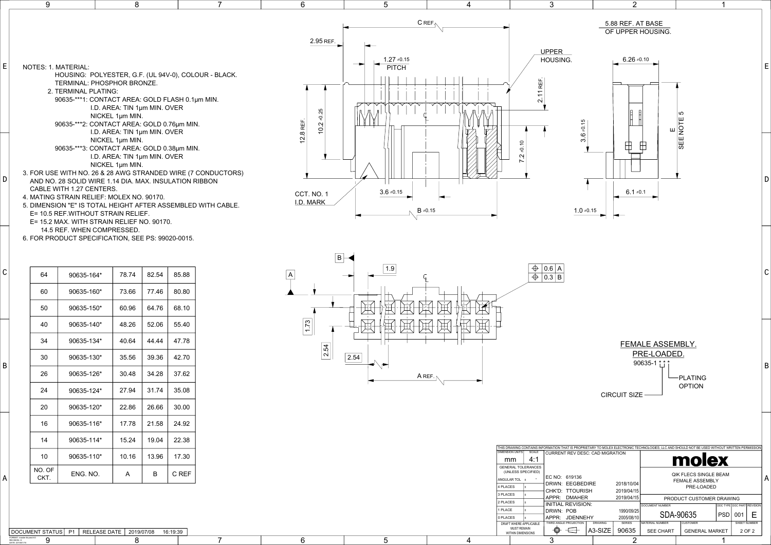NOTES:
1. MATERIAL:
   HOUSING: POLYESTER, G.F. (UL 94V-0), COLOUR - BLACK.
   TERMINAL: PHOSPHOR BRONZE.
2. TERMINAL PLATING:
   90635-***1: CONTACT AREA: GOLD FLASH 0.1μm MIN.
   I.D. AREA: TIN 1μm MIN. OVER NICKEL 1μm MIN.
   90635-***2: CONTACT AREA: GOLD 0.76μm MIN.
   I.D. AREA: TIN 1μm MIN. OVER NICKEL 1μm MIN.
   90635-***3: CONTACT AREA: GOLD 0.38μm MIN.
   I.D. AREA: TIN 1μm MIN. OVER NICKEL 1μm MIN.
3. FOR USE WITH NO. 26 & 28 AWG STRANDED WIRE (7 CONDUCTORS) AND NO. 28 SOLID WIRE 1.14 DIA. MAX. INSULATION RIBBON CABLE WITH 1.27 CENTERS.
4. MATING STRAIN RELIEF: MOLEX NO. 90170.
5. DIMENSION "E" IS TOTAL HEIGHT AFTER ASSEMBLED WITH CABLE.
   E= 10.5 REF.WITHOUT STRAIN RELIEF.
   E= 15.2 MAX. WITH STRAIN RELIEF NO. 90170.
   14.5 REF. WHEN COMPRESSED.
6. FOR PRODUCT SPECIFICATION, SEE PS: 99020-0015.

| NO. OF CKT. | ENG. NO. | A | B | C REF |
|---|---|---|---|---|
| 64 | 90635-164* | 78.74 | 82.54 | 85.88 |
| 60 | 90635-160* | 73.66 | 77.46 | 80.80 |
| 50 | 90635-150* | 60.96 | 64.76 | 68.10 |
| 40 | 90635-140* | 48.26 | 52.06 | 55.40 |
| 34 | 90635-134* | 40.64 | 44.44 | 47.78 |
| 30 | 90635-130* | 35.56 | 39.36 | 42.70 |
| 26 | 90635-126* | 30.48 | 34.28 | 37.62 |
| 24 | 90635-124* | 27.94 | 31.74 | 35.08 |
| 20 | 90635-120* | 22.86 | 26.66 | 30.00 |
| 16 | 90635-116* | 17.78 | 21.58 | 24.92 |
| 14 | 90635-114* | 15.24 | 19.04 | 22.38 |
| 10 | 90635-110* | 10.16 | 13.96 | 17.30 |

C REF.
2.95 REF.
1.27 ±0.15 PITCH
12.8 REF.
10.2 ±0.25
UPPER HOUSING.
2.11 REF.
7.2 ±0.10
CCT. NO. 1 I.D. MARK
3.6 ±0.15
B ±0.15

5.88 REF. AT BASE OF UPPER HOUSING.
6.26 ±0.10
3.6 ±0.15
E SEE NOTE 5
6.1 ±0.1
1.0 ±0.15

B
A
1.9
1.73
2.54
2.54
A REF.
⊕ 0.6 A
⊕ 0.3 B

FEMALE ASSEMBLY.
PRE-LOADED.
90635-1 * * *
CIRCUIT SIZE
PLATING OPTION

THIS DRAWING CONTAINS INFORMATION THAT IS PROPRIETARY TO MOLEX ELECTRONIC TECHNOLOGIES, LLC AND SHOULD NOT BE USED WITHOUT WRITTEN PERMISSION

| | |
|---|---|
| DIMENSION UNITS | mm |
| SCALE | 4:1 |
| CURRENT REV DESC | CAD MIGRATION |
| EC NO | 619136 |
| DRWN | EEGBEDIRE 2018/10/04 |
| CHK'D | TTOURISH 2019/04/15 |
| APPR | DMAHER 2019/04/15 |
| INITIAL REVISION: DRWN | POB 1990/09/25 |
| APPR | JDENNEHY 2005/08/10 |
| TITLE | QIK FLECS SINGLE BEAM FEMALE ASSEMBLY PRE-LOADED |
| | PRODUCT CUSTOMER DRAWING |
| DOCUMENT NUMBER | SDA-90635 |
| DOC TYPE | PSD |
| DOC PART | 001 |
| REVISION | E |
| DRAWING | A3-SIZE |
| SERIES | 90635 |
| MATERIAL NUMBER | SEE CHART |
| CUSTOMER | GENERAL MARKET |

GENERAL TOLERANCES (UNLESS SPECIFIED)
DRAFT WHERE APPLICABLE MUST REMAIN WITHIN DIMENSIONS
THIRD ANGLE PROJECTION

DOCUMENT STATUS P1 RELEASE DATE 2019/07/08 16:19:39